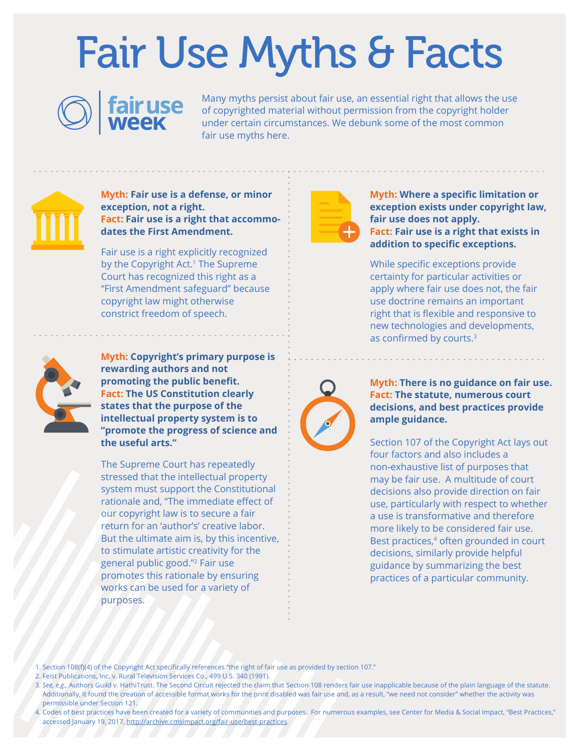# Fair Use Myths & Facts

**fair use week**

Many myths persist about fair use, an essential right that allows the use of copyrighted material without permission from the copyright holder under certain circumstances. We debunk some of the most common fair use myths here.

**Myth: Fair use is a defense, or minor exception, not a right.**
**Fact: Fair use is a right that accommodates the First Amendment.**

Fair use is a right explicitly recognized by the Copyright Act.[1] The Supreme Court has recognized this right as a "First Amendment safeguard" because copyright law might otherwise constrict freedom of speech.

**Myth: Copyright's primary purpose is rewarding authors and not promoting the public benefit.**
**Fact: The US Constitution clearly states that the purpose of the intellectual property system is to "promote the progress of science and the useful arts."**

The Supreme Court has repeatedly stressed that the intellectual property system must support the Constitutional rationale and, "The immediate effect of our copyright law is to secure a fair return for an 'author's' creative labor. But the ultimate aim is, by this incentive, to stimulate artistic creativity for the general public good."[2] Fair use promotes this rationale by ensuring works can be used for a variety of purposes.

**Myth: Where a specific limitation or exception exists under copyright law, fair use does not apply.**
**Fact: Fair use is a right that exists in addition to specific exceptions.**

While specific exceptions provide certainty for particular activities or apply where fair use does not, the fair use doctrine remains an important right that is flexible and responsive to new technologies and developments, as confirmed by courts.[3]

**Myth: There is no guidance on fair use.**
**Fact: The statute, numerous court decisions, and best practices provide ample guidance.**

Section 107 of the Copyright Act lays out four factors and also includes a non-exhaustive list of purposes that may be fair use. A multitude of court decisions also provide direction on fair use, particularly with respect to whether a use is transformative and therefore more likely to be considered fair use. Best practices,[4] often grounded in court decisions, similarly provide helpful guidance by summarizing the best practices of a particular community.

1. Section 108(f)(4) of the Copyright Act specifically references "the right of fair use as provided by section 107."
2. Feist Publications, Inc. v. Rural Television Services Co., 499 U.S. 340 (1991).
3. *See, e.g.,* Authors Guild v. HathiTrust. The Second Circuit rejected the claim that Section 108 renders fair use inapplicable because of the plain language of the statute. Additionally, it found the creation of accessible format works for the print disabled was fair use and, as a result, "we need not consider" whether the activity was permissible under Section 121.
4. Codes of best practices have been created for a variety of communities and purposes. For numerous examples, see Center for Media & Social Impact, "Best Practices," accessed January 19, 2017, http://archive.cmsimpact.org/fair-use/best-practices.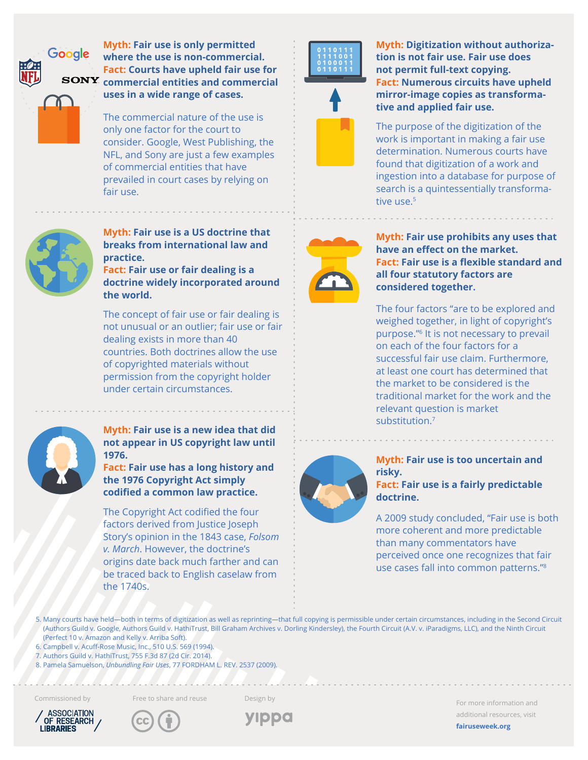**Myth:** **Fair use is only permitted where the use is non-commercial.**
**Fact:** **Courts have upheld fair use for commercial entities and commercial uses in a wide range of cases.**

The commercial nature of the use is only one factor for the court to consider. Google, West Publishing, the NFL, and Sony are just a few examples of commercial entities that have prevailed in court cases by relying on fair use.

**Myth:** **Fair use is a US doctrine that breaks from international law and practice.**
**Fact:** **Fair use or fair dealing is a doctrine widely incorporated around the world.**

The concept of fair use or fair dealing is not unusual or an outlier; fair use or fair dealing exists in more than 40 countries. Both doctrines allow the use of copyrighted materials without permission from the copyright holder under certain circumstances.

**Myth:** **Fair use is a new idea that did not appear in US copyright law until 1976.**
**Fact:** **Fair use has a long history and the 1976 Copyright Act simply codified a common law practice.**

The Copyright Act codified the four factors derived from Justice Joseph Story's opinion in the 1843 case, *Folsom v. March*. However, the doctrine's origins date back much farther and can be traced back to English caselaw from the 1740s.

**Myth:** **Digitization without authorization is not fair use. Fair use does not permit full-text copying.**
**Fact:** **Numerous circuits have upheld mirror-image copies as transformative and applied fair use.**

The purpose of the digitization of the work is important in making a fair use determination. Numerous courts have found that digitization of a work and ingestion into a database for purpose of search is a quintessentially transformative use.[5]

**Myth:** **Fair use prohibits any uses that have an effect on the market.**
**Fact:** **Fair use is a flexible standard and all four statutory factors are considered together.**

The four factors "are to be explored and weighed together, in light of copyright's purpose."[6] It is not necessary to prevail on each of the four factors for a successful fair use claim. Furthermore, at least one court has determined that the market to be considered is the traditional market for the work and the relevant question is market substitution.[7]

**Myth:** **Fair use is too uncertain and risky.**
**Fact:** **Fair use is a fairly predictable doctrine.**

A 2009 study concluded, "Fair use is both more coherent and more predictable than many commentators have perceived once one recognizes that fair use cases fall into common patterns."[8]

5. Many courts have held—both in terms of digitization as well as reprinting—that full copying is permissible under certain circumstances, including in the Second Circuit (Authors Guild v. Google, Authors Guild v. HathiTrust, Bill Graham Archives v. Dorling Kindersley), the Fourth Circuit (A.V. v. iParadigms, LLC), and the Ninth Circuit (Perfect 10 v. Amazon and Kelly v. Arriba Soft).
6. Campbell v. Acuff-Rose Music, Inc., 510 U.S. 569 (1994).
7. Authors Guild v. HathiTrust, 755 F.3d 87 (2d Cir. 2014).
8. Pamela Samuelson, *Unbundling Fair Uses*, 77 FORDHAM L. REV. 2537 (2009).

Commissioned by ASSOCIATION OF RESEARCH LIBRARIES

Free to share and reuse

Design by yippa

For more information and additional resources, visit **fairuseweek.org**